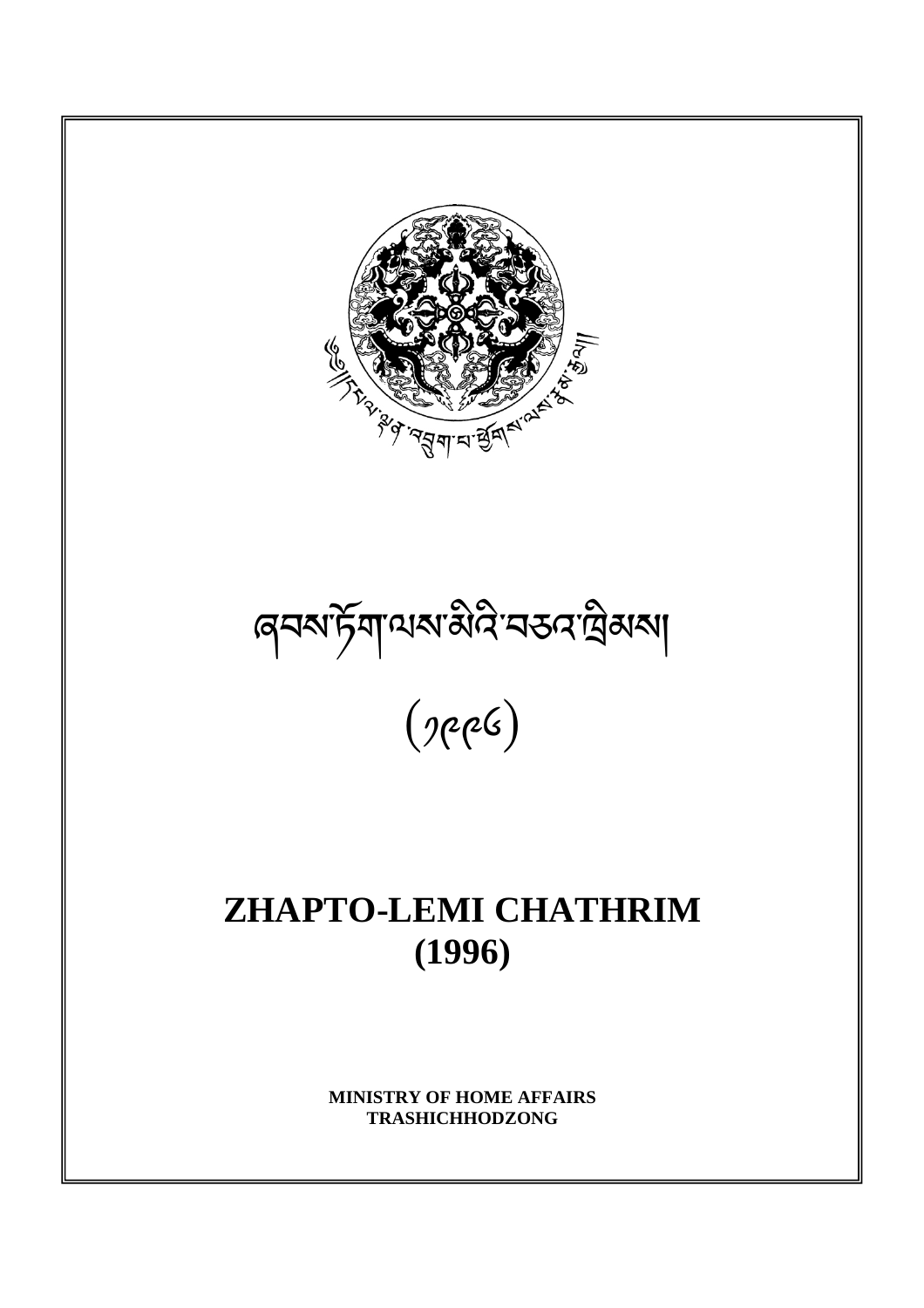# ཞབས་ཏོག་ལས་མིའི་བཅའ་ཁྲིམས།

(༡༩༩༦)

# ZHAPTO-LEMI CHATHRIM (1996)

**MINISTRY OF HOME AFFAIRS**
**TRASHICHHODZONG**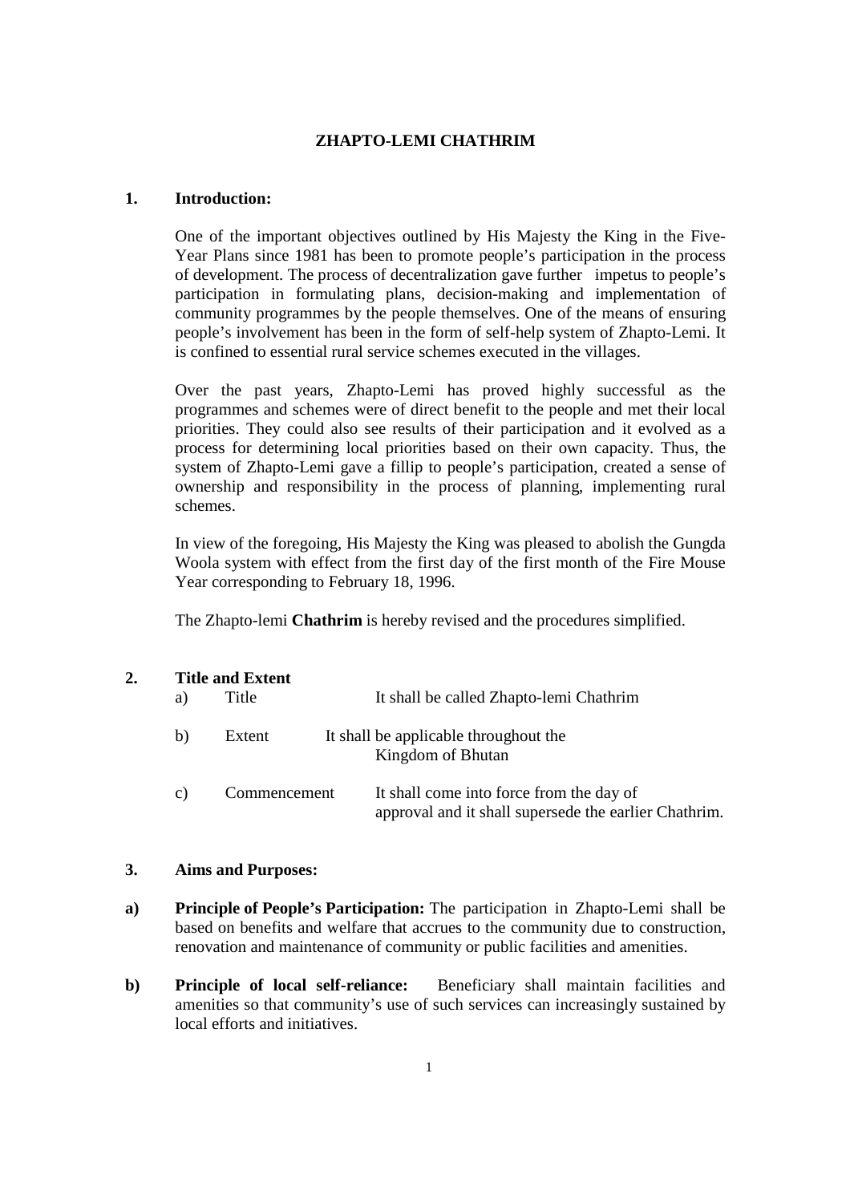# ZHAPTO-LEMI CHATHRIM

## 1. Introduction:

One of the important objectives outlined by His Majesty the King in the Five-Year Plans since 1981 has been to promote people's participation in the process of development. The process of decentralization gave further impetus to people's participation in formulating plans, decision-making and implementation of community programmes by the people themselves. One of the means of ensuring people's involvement has been in the form of self-help system of Zhapto-Lemi. It is confined to essential rural service schemes executed in the villages.

Over the past years, Zhapto-Lemi has proved highly successful as the programmes and schemes were of direct benefit to the people and met their local priorities. They could also see results of their participation and it evolved as a process for determining local priorities based on their own capacity. Thus, the system of Zhapto-Lemi gave a fillip to people's participation, created a sense of ownership and responsibility in the process of planning, implementing rural schemes.

In view of the foregoing, His Majesty the King was pleased to abolish the Gungda Woola system with effect from the first day of the first month of the Fire Mouse Year corresponding to February 18, 1996.

The Zhapto-lemi **Chathrim** is hereby revised and the procedures simplified.

## 2. Title and Extent

a) Title — It shall be called Zhapto-lemi Chathrim

b) Extent — It shall be applicable throughout the Kingdom of Bhutan

c) Commencement — It shall come into force from the day of approval and it shall supersede the earlier Chathrim.

## 3. Aims and Purposes:

**a) Principle of People's Participation:** The participation in Zhapto-Lemi shall be based on benefits and welfare that accrues to the community due to construction, renovation and maintenance of community or public facilities and amenities.

**b) Principle of local self-reliance:** Beneficiary shall maintain facilities and amenities so that community's use of such services can increasingly sustained by local efforts and initiatives.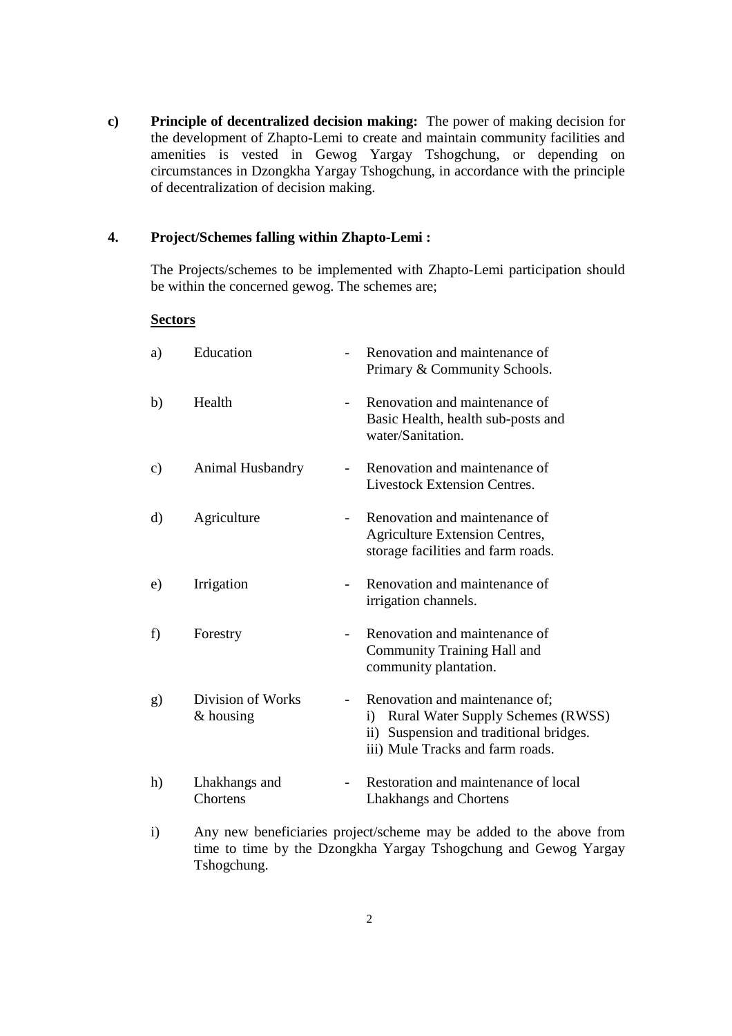**c)** **Principle of decentralized decision making:** The power of making decision for the development of Zhapto-Lemi to create and maintain community facilities and amenities is vested in Gewog Yargay Tshogchung, or depending on circumstances in Dzongkha Yargay Tshogchung, in accordance with the principle of decentralization of decision making.

**4. Project/Schemes falling within Zhapto-Lemi :**

The Projects/schemes to be implemented with Zhapto-Lemi participation should be within the concerned gewog. The schemes are;

**<u>Sectors</u>**

| | Sector | | Scheme |
|---|---|---|---|
| a) | Education | - | Renovation and maintenance of Primary & Community Schools. |
| b) | Health | - | Renovation and maintenance of Basic Health, health sub-posts and water/Sanitation. |
| c) | Animal Husbandry | - | Renovation and maintenance of Livestock Extension Centres. |
| d) | Agriculture | - | Renovation and maintenance of Agriculture Extension Centres, storage facilities and farm roads. |
| e) | Irrigation | - | Renovation and maintenance of irrigation channels. |
| f) | Forestry | - | Renovation and maintenance of Community Training Hall and community plantation. |
| g) | Division of Works & housing | - | Renovation and maintenance of; i) Rural Water Supply Schemes (RWSS) ii) Suspension and traditional bridges. iii) Mule Tracks and farm roads. |
| h) | Lhakhangs and Chortens | - | Restoration and maintenance of local Lhakhangs and Chortens |

i) Any new beneficiaries project/scheme may be added to the above from time to time by the Dzongkha Yargay Tshogchung and Gewog Yargay Tshogchung.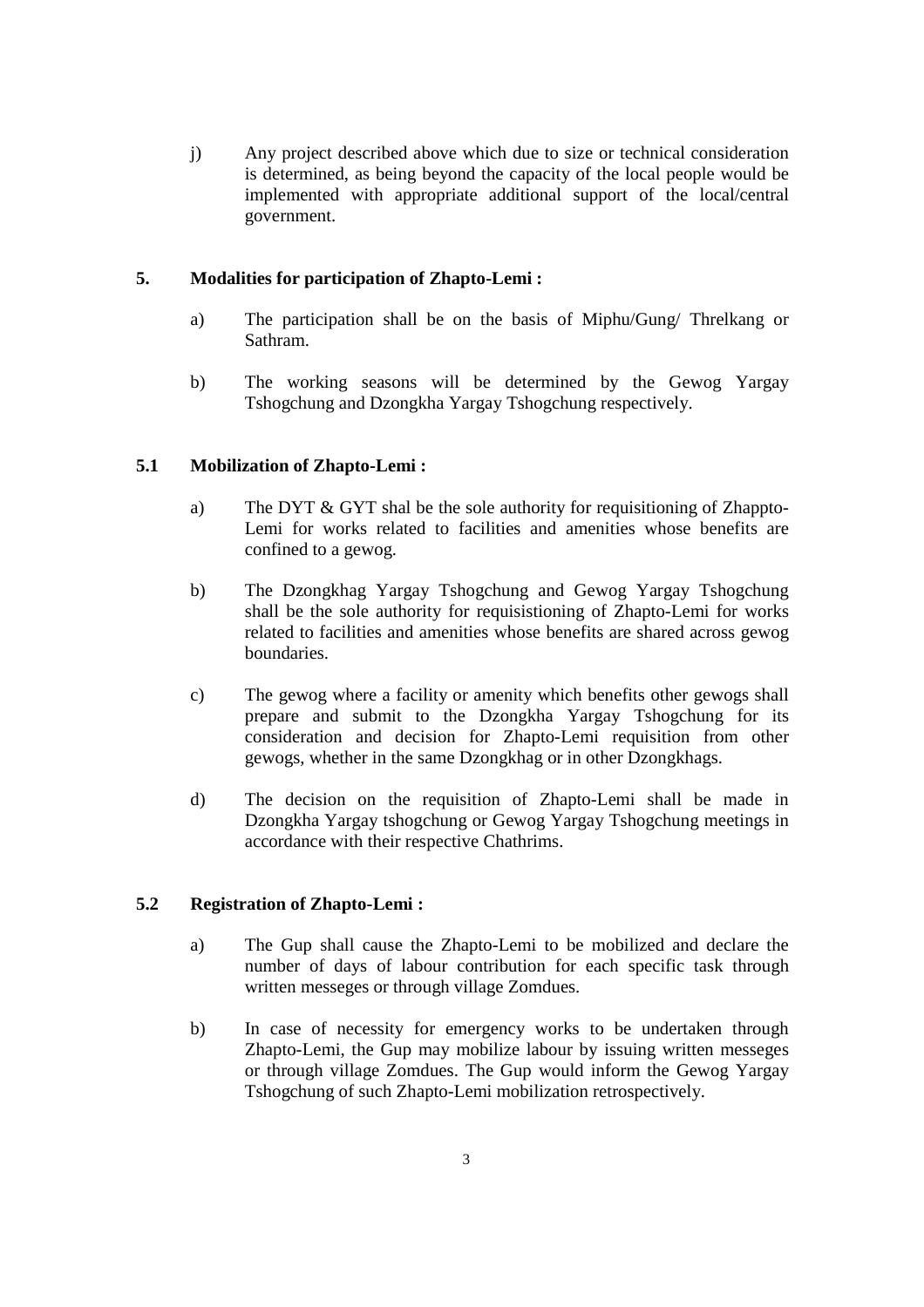j) Any project described above which due to size or technical consideration is determined, as being beyond the capacity of the local people would be implemented with appropriate additional support of the local/central government.

## 5. Modalities for participation of Zhapto-Lemi :

a) The participation shall be on the basis of Miphu/Gung/ Threlkang or Sathram.

b) The working seasons will be determined by the Gewog Yargay Tshogchung and Dzongkha Yargay Tshogchung respectively.

### 5.1 Mobilization of Zhapto-Lemi :

a) The DYT & GYT shal be the sole authority for requisitioning of Zhappto-Lemi for works related to facilities and amenities whose benefits are confined to a gewog.

b) The Dzongkhag Yargay Tshogchung and Gewog Yargay Tshogchung shall be the sole authority for requisistioning of Zhapto-Lemi for works related to facilities and amenities whose benefits are shared across gewog boundaries.

c) The gewog where a facility or amenity which benefits other gewogs shall prepare and submit to the Dzongkha Yargay Tshogchung for its consideration and decision for Zhapto-Lemi requisition from other gewogs, whether in the same Dzongkhag or in other Dzongkhags.

d) The decision on the requisition of Zhapto-Lemi shall be made in Dzongkha Yargay tshogchung or Gewog Yargay Tshogchung meetings in accordance with their respective Chathrims.

### 5.2 Registration of Zhapto-Lemi :

a) The Gup shall cause the Zhapto-Lemi to be mobilized and declare the number of days of labour contribution for each specific task through written messeges or through village Zomdues.

b) In case of necessity for emergency works to be undertaken through Zhapto-Lemi, the Gup may mobilize labour by issuing written messeges or through village Zomdues. The Gup would inform the Gewog Yargay Tshogchung of such Zhapto-Lemi mobilization retrospectively.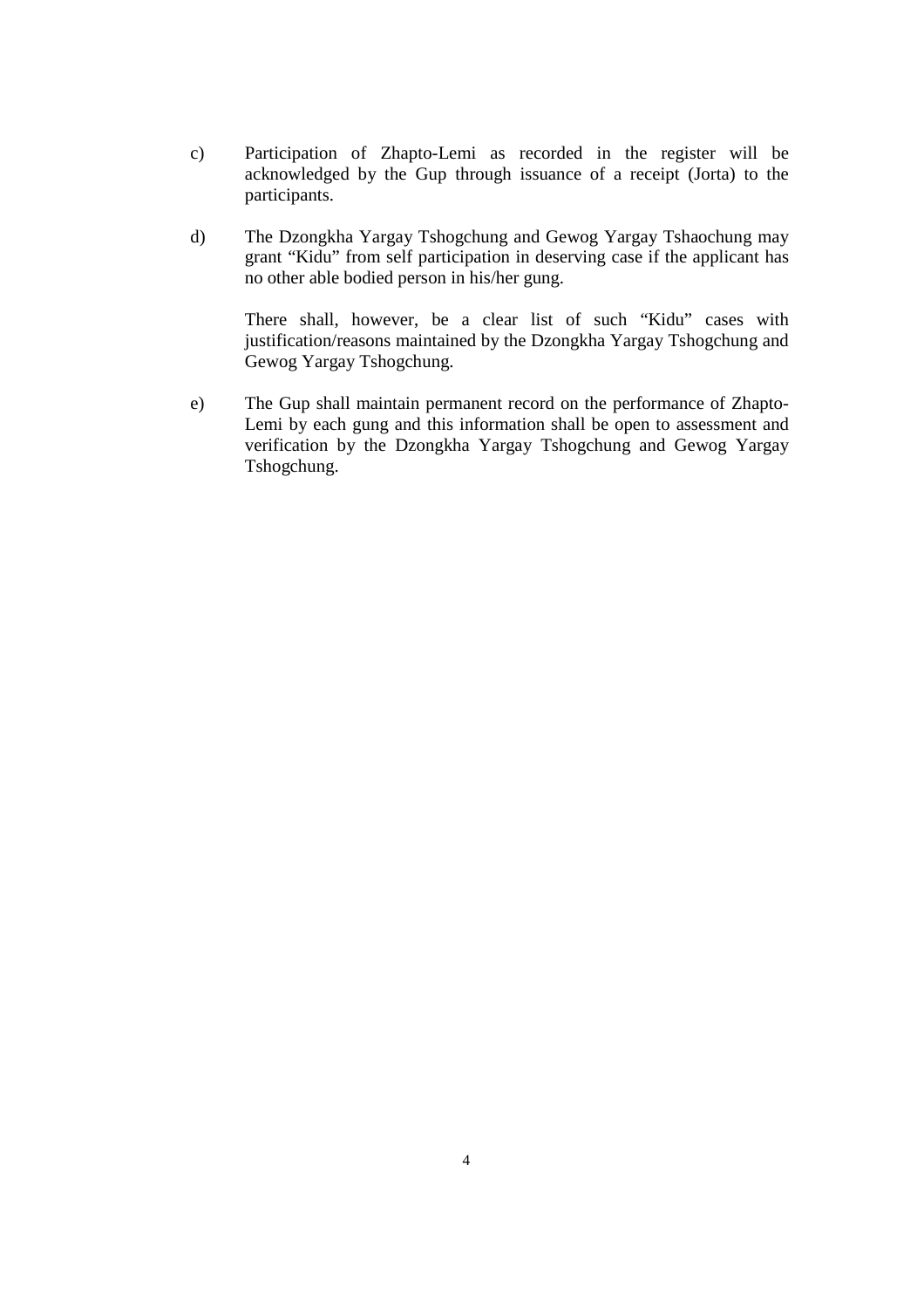c) Participation of Zhapto-Lemi as recorded in the register will be acknowledged by the Gup through issuance of a receipt (Jorta) to the participants.

d) The Dzongkha Yargay Tshogchung and Gewog Yargay Tshaochung may grant "Kidu" from self participation in deserving case if the applicant has no other able bodied person in his/her gung.

   There shall, however, be a clear list of such "Kidu" cases with justification/reasons maintained by the Dzongkha Yargay Tshogchung and Gewog Yargay Tshogchung.

e) The Gup shall maintain permanent record on the performance of Zhapto-Lemi by each gung and this information shall be open to assessment and verification by the Dzongkha Yargay Tshogchung and Gewog Yargay Tshogchung.